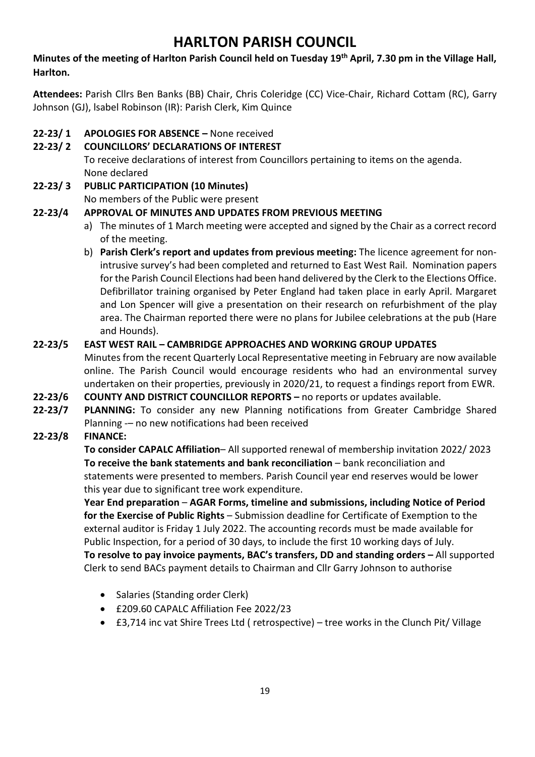# HARLTON PARISH COUNCIL

**Minutes of the meeting of Harlton Parish Council held on Tuesday 19th April, 7.30 pm in the Village Hall, Harlton.**

**Attendees:** Parish Cllrs Ben Banks (BB) Chair, Chris Coleridge (CC) Vice-Chair, Richard Cottam (RC), Garry Johnson (GJ), lsabel Robinson (IR): Parish Clerk, Kim Quince

**22-23/ 1 APOLOGIES FOR ABSENCE –** None received

**22-23/ 2 COUNCILLORS' DECLARATIONS OF INTEREST**

To receive declarations of interest from Councillors pertaining to items on the agenda. None declared

**22-23/ 3 PUBLIC PARTICIPATION (10 Minutes)**

No members of the Public were present

**22-23/4 APPROVAL OF MINUTES AND UPDATES FROM PREVIOUS MEETING**

a) The minutes of 1 March meeting were accepted and signed by the Chair as a correct record of the meeting.

b) **Parish Clerk's report and updates from previous meeting:** The licence agreement for non-intrusive survey's had been completed and returned to East West Rail. Nomination papers for the Parish Council Elections had been hand delivered by the Clerk to the Elections Office. Defibrillator training organised by Peter England had taken place in early April. Margaret and Lon Spencer will give a presentation on their research on refurbishment of the play area. The Chairman reported there were no plans for Jubilee celebrations at the pub (Hare and Hounds).

**22-23/5 EAST WEST RAIL – CAMBRIDGE APPROACHES AND WORKING GROUP UPDATES**

Minutes from the recent Quarterly Local Representative meeting in February are now available online. The Parish Council would encourage residents who had an environmental survey undertaken on their properties, previously in 2020/21, to request a findings report from EWR.

**22-23/6 COUNTY AND DISTRICT COUNCILLOR REPORTS –** no reports or updates available.

**22-23/7 PLANNING:** To consider any new Planning notifications from Greater Cambridge Shared Planning -– no new notifications had been received

**22-23/8 FINANCE:**

**To consider CAPALC Affiliation**– All supported renewal of membership invitation 2022/ 2023

**To receive the bank statements and bank reconciliation** – bank reconciliation and statements were presented to members. Parish Council year end reserves would be lower this year due to significant tree work expenditure.

**Year End preparation** – **AGAR Forms, timeline and submissions, including Notice of Period for the Exercise of Public Rights** – Submission deadline for Certificate of Exemption to the external auditor is Friday 1 July 2022. The accounting records must be made available for Public Inspection, for a period of 30 days, to include the first 10 working days of July.

**To resolve to pay invoice payments, BAC's transfers, DD and standing orders –** All supported Clerk to send BACs payment details to Chairman and Cllr Garry Johnson to authorise

- Salaries (Standing order Clerk)
- £209.60 CAPALC Affiliation Fee 2022/23
- £3,714 inc vat Shire Trees Ltd ( retrospective) – tree works in the Clunch Pit/ Village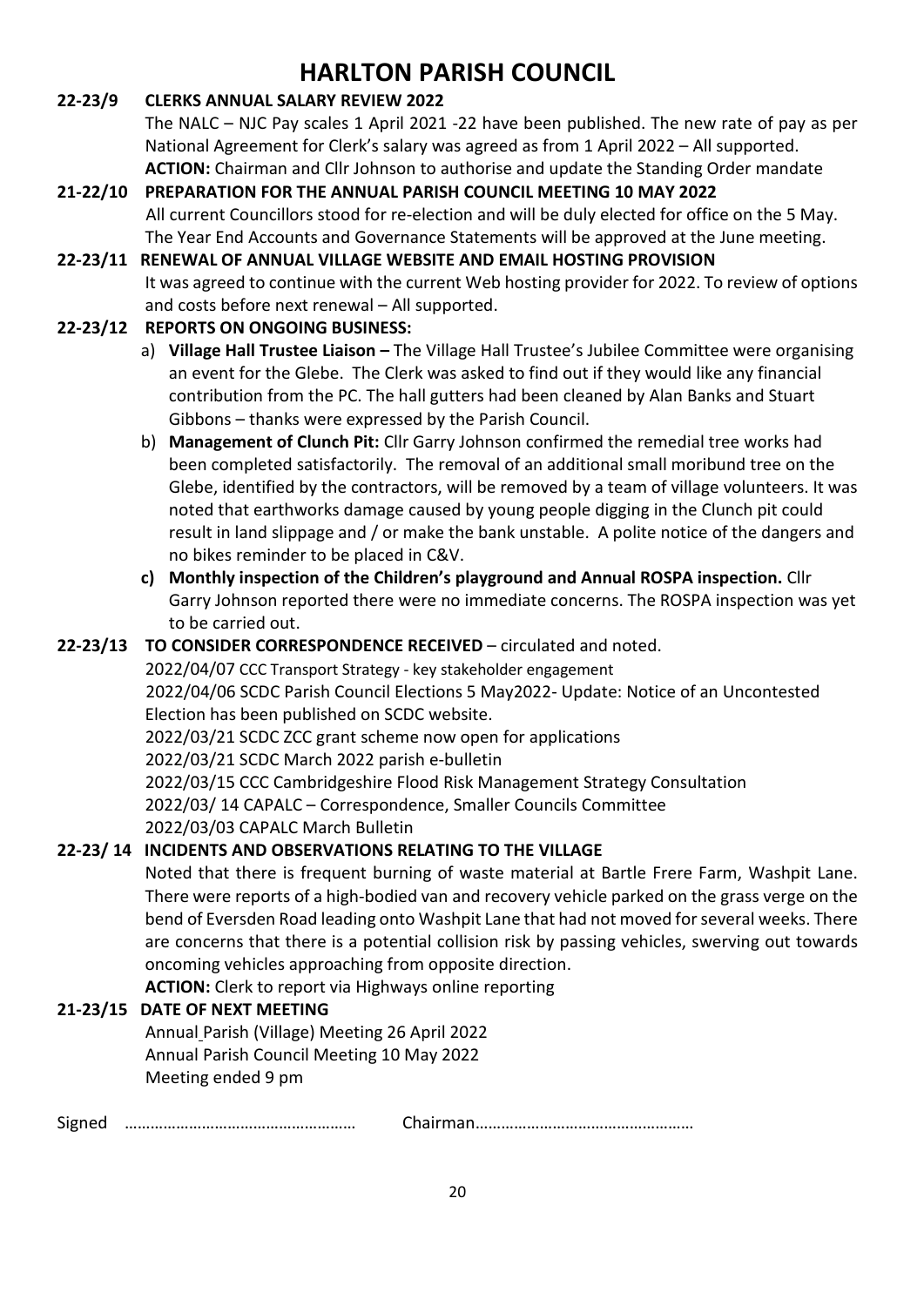# HARLTON PARISH COUNCIL

**22-23/9 CLERKS ANNUAL SALARY REVIEW 2022**

The NALC – NJC Pay scales 1 April 2021 -22 have been published. The new rate of pay as per National Agreement for Clerk's salary was agreed as from 1 April 2022 – All supported.

**ACTION:** Chairman and Cllr Johnson to authorise and update the Standing Order mandate

**21-22/10 PREPARATION FOR THE ANNUAL PARISH COUNCIL MEETING 10 MAY 2022**

All current Councillors stood for re-election and will be duly elected for office on the 5 May. The Year End Accounts and Governance Statements will be approved at the June meeting.

**22-23/11 RENEWAL OF ANNUAL VILLAGE WEBSITE AND EMAIL HOSTING PROVISION**

It was agreed to continue with the current Web hosting provider for 2022. To review of options and costs before next renewal – All supported.

**22-23/12 REPORTS ON ONGOING BUSINESS:**

a) **Village Hall Trustee Liaison –** The Village Hall Trustee's Jubilee Committee were organising an event for the Glebe. The Clerk was asked to find out if they would like any financial contribution from the PC. The hall gutters had been cleaned by Alan Banks and Stuart Gibbons – thanks were expressed by the Parish Council.

b) **Management of Clunch Pit:** Cllr Garry Johnson confirmed the remedial tree works had been completed satisfactorily. The removal of an additional small moribund tree on the Glebe, identified by the contractors, will be removed by a team of village volunteers. It was noted that earthworks damage caused by young people digging in the Clunch pit could result in land slippage and / or make the bank unstable. A polite notice of the dangers and no bikes reminder to be placed in C&V.

c) **Monthly inspection of the Children's playground and Annual ROSPA inspection.** Cllr Garry Johnson reported there were no immediate concerns. The ROSPA inspection was yet to be carried out.

**22-23/13 TO CONSIDER CORRESPONDENCE RECEIVED** – circulated and noted.

2022/04/07 CCC Transport Strategy - key stakeholder engagement
2022/04/06 SCDC Parish Council Elections 5 May2022- Update: Notice of an Uncontested Election has been published on SCDC website.
2022/03/21 SCDC ZCC grant scheme now open for applications
2022/03/21 SCDC March 2022 parish e-bulletin
2022/03/15 CCC Cambridgeshire Flood Risk Management Strategy Consultation
2022/03/ 14 CAPALC – Correspondence, Smaller Councils Committee
2022/03/03 CAPALC March Bulletin

**22-23/ 14 INCIDENTS AND OBSERVATIONS RELATING TO THE VILLAGE**

Noted that there is frequent burning of waste material at Bartle Frere Farm, Washpit Lane. There were reports of a high-bodied van and recovery vehicle parked on the grass verge on the bend of Eversden Road leading onto Washpit Lane that had not moved for several weeks. There are concerns that there is a potential collision risk by passing vehicles, swerving out towards oncoming vehicles approaching from opposite direction.

**ACTION:** Clerk to report via Highways online reporting

**21-23/15 DATE OF NEXT MEETING**

Annual Parish (Village) Meeting 26 April 2022
Annual Parish Council Meeting 10 May 2022
Meeting ended 9 pm

Signed ……………………………………………… Chairman……………………………………………